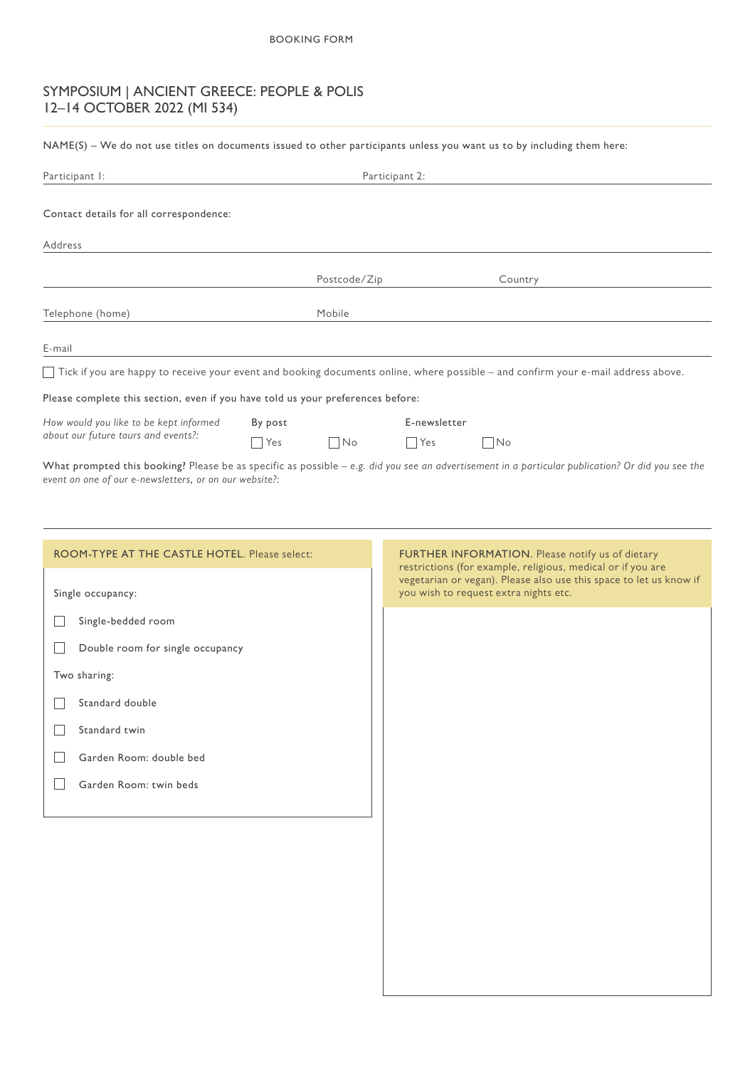BOOKING FORM

# SYMPOSIUM | ANCIENT GREECE: PEOPLE & POLIS
# 12–14 OCTOBER 2022 (MI 534)

NAME(S) – We do not use titles on documents issued to other participants unless you want us to by including them here:

Participant 1: Participant 2:

Contact details for all correspondence:

Address

Postcode/Zip Country

Telephone (home) Mobile

E-mail

☐ Tick if you are happy to receive your event and booking documents online, where possible – and confirm your e-mail address above.

Please complete this section, even if you have told us your preferences before:

| *How would you like to be kept informed about our future tours and events?:* | By post | | E-newsletter | |
|---|---|---|---|---|
| | ☐ Yes | ☐ No | ☐ Yes | ☐ No |

**What prompted this booking?** Please be as specific as possible – *e.g. did you see an advertisement in a particular publication? Or did you see the event on one of our e-newsletters, or on our website?:*

**ROOM-TYPE AT THE CASTLE HOTEL.** Please select:

Single occupancy:

☐ Single-bedded room

☐ Double room for single occupancy

Two sharing:

☐ Standard double

☐ Standard twin

☐ Garden Room: double bed

☐ Garden Room: twin beds

**FURTHER INFORMATION.** Please notify us of dietary restrictions (for example, religious, medical or if you are vegetarian or vegan). Please also use this space to let us know if you wish to request extra nights etc.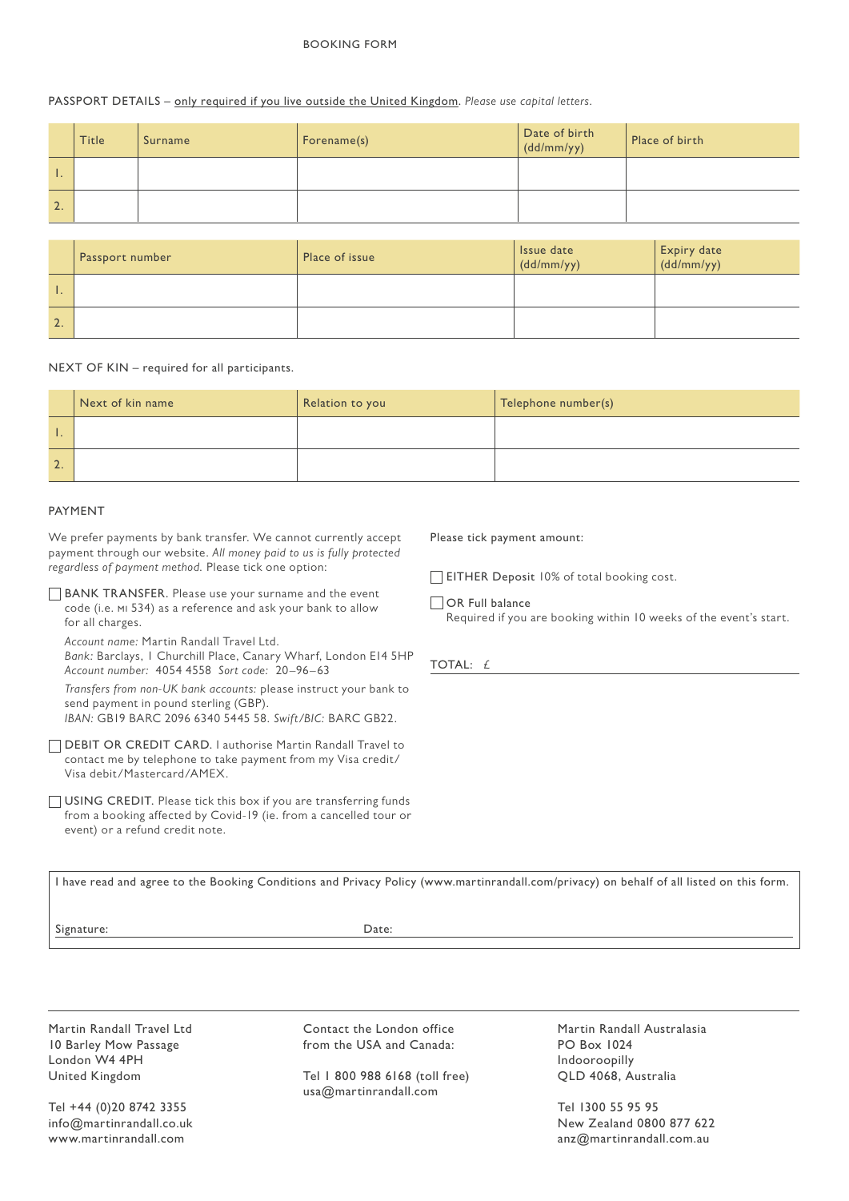BOOKING FORM

PASSPORT DETAILS – only required if you live outside the United Kingdom. *Please use capital letters.*

| | Title | Surname | Forename(s) | Date of birth (dd/mm/yy) | Place of birth |
|---|---|---|---|---|---|
| 1. | | | | | |
| 2. | | | | | |

| | Passport number | Place of issue | Issue date (dd/mm/yy) | Expiry date (dd/mm/yy) |
|---|---|---|---|---|
| 1. | | | | |
| 2. | | | | |

NEXT OF KIN – required for all participants.

| | Next of kin name | Relation to you | Telephone number(s) |
|---|---|---|---|
| 1. | | | |
| 2. | | | |

PAYMENT

We prefer payments by bank transfer. We cannot currently accept payment through our website. *All money paid to us is fully protected regardless of payment method.* Please tick one option:

☐ BANK TRANSFER. Please use your surname and the event code (i.e. MI 534) as a reference and ask your bank to allow for all charges.

*Account name:* Martin Randall Travel Ltd.
*Bank:* Barclays, 1 Churchill Place, Canary Wharf, London E14 5HP
*Account number:* 4054 4558 *Sort code:* 20–96–63

*Transfers from non-UK bank accounts:* please instruct your bank to send payment in pound sterling (GBP).
*IBAN:* GB19 BARC 2096 6340 5445 58. *Swift/BIC:* BARC GB22.

☐ DEBIT OR CREDIT CARD. I authorise Martin Randall Travel to contact me by telephone to take payment from my Visa credit/ Visa debit/Mastercard/AMEX.

☐ USING CREDIT. Please tick this box if you are transferring funds from a booking affected by Covid-19 (ie. from a cancelled tour or event) or a refund credit note.

Please tick payment amount:

☐ EITHER Deposit 10% of total booking cost.

☐ OR Full balance
Required if you are booking within 10 weeks of the event's start.

TOTAL: £ ____________________

I have read and agree to the Booking Conditions and Privacy Policy (www.martinrandall.com/privacy) on behalf of all listed on this form.

Signature: ____________________ Date: ____________________

Martin Randall Travel Ltd
10 Barley Mow Passage
London W4 4PH
United Kingdom

Tel +44 (0)20 8742 3355
info@martinrandall.co.uk
www.martinrandall.com

Contact the London office from the USA and Canada:

Tel 1 800 988 6168 (toll free)
usa@martinrandall.com

Martin Randall Australasia
PO Box 1024
Indooroopilly
QLD 4068, Australia

Tel 1300 55 95 95
New Zealand 0800 877 622
anz@martinrandall.com.au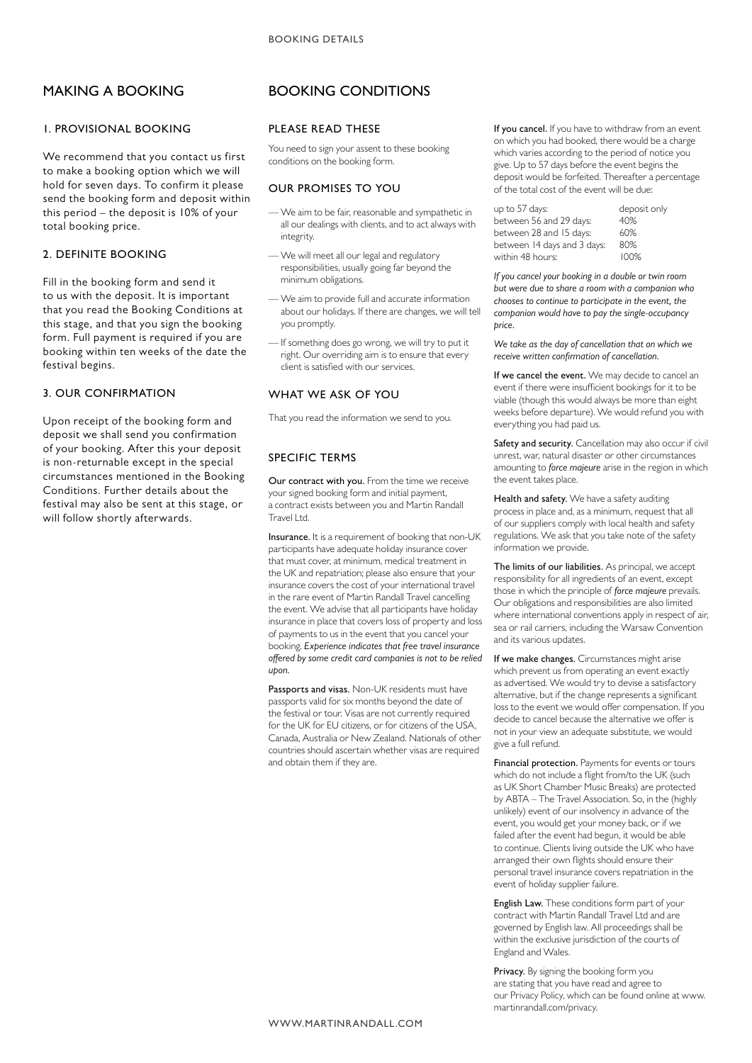## MAKING A BOOKING

### 1. PROVISIONAL BOOKING

We recommend that you contact us first to make a booking option which we will hold for seven days. To confirm it please send the booking form and deposit within this period – the deposit is 10% of your total booking price.

### 2. DEFINITE BOOKING

Fill in the booking form and send it to us with the deposit. It is important that you read the Booking Conditions at this stage, and that you sign the booking form. Full payment is required if you are booking within ten weeks of the date the festival begins.

### 3. OUR CONFIRMATION

Upon receipt of the booking form and deposit we shall send you confirmation of your booking. After this your deposit is non-returnable except in the special circumstances mentioned in the Booking Conditions. Further details about the festival may also be sent at this stage, or will follow shortly afterwards.

## BOOKING CONDITIONS

### PLEASE READ THESE

You need to sign your assent to these booking conditions on the booking form.

### OUR PROMISES TO YOU

- We aim to be fair, reasonable and sympathetic in all our dealings with clients, and to act always with integrity.
- We will meet all our legal and regulatory responsibilities, usually going far beyond the minimum obligations.
- We aim to provide full and accurate information about our holidays. If there are changes, we will tell you promptly.
- If something does go wrong, we will try to put it right. Our overriding aim is to ensure that every client is satisfied with our services.

### WHAT WE ASK OF YOU

That you read the information we send to you.

### SPECIFIC TERMS

**Our contract with you.** From the time we receive your signed booking form and initial payment, a contract exists between you and Martin Randall Travel Ltd.

**Insurance.** It is a requirement of booking that non-UK participants have adequate holiday insurance cover that must cover, at minimum, medical treatment in the UK and repatriation; please also ensure that your insurance covers the cost of your international travel in the rare event of Martin Randall Travel cancelling the event. We advise that all participants have holiday insurance in place that covers loss of property and loss of payments to us in the event that you cancel your booking. *Experience indicates that free travel insurance offered by some credit card companies is not to be relied upon.*

**Passports and visas.** Non-UK residents must have passports valid for six months beyond the date of the festival or tour. Visas are not currently required for the UK for EU citizens, or for citizens of the USA, Canada, Australia or New Zealand. Nationals of other countries should ascertain whether visas are required and obtain them if they are.

**If you cancel.** If you have to withdraw from an event on which you had booked, there would be a charge which varies according to the period of notice you give. Up to 57 days before the event begins the deposit would be forfeited. Thereafter a percentage of the total cost of the event will be due:

| | |
|---|---|
| up to 57 days: | deposit only |
| between 56 and 29 days: | 40% |
| between 28 and 15 days: | 60% |
| between 14 days and 3 days: | 80% |
| within 48 hours: | 100% |

*If you cancel your booking in a double or twin room but were due to share a room with a companion who chooses to continue to participate in the event, the companion would have to pay the single-occupancy price.*

*We take as the day of cancellation that on which we receive written confirmation of cancellation.*

**If we cancel the event.** We may decide to cancel an event if there were insufficient bookings for it to be viable (though this would always be more than eight weeks before departure). We would refund you with everything you had paid us.

**Safety and security.** Cancellation may also occur if civil unrest, war, natural disaster or other circumstances amounting to *force majeure* arise in the region in which the event takes place.

**Health and safety.** We have a safety auditing process in place and, as a minimum, request that all of our suppliers comply with local health and safety regulations. We ask that you take note of the safety information we provide.

**The limits of our liabilities.** As principal, we accept responsibility for all ingredients of an event, except those in which the principle of *force majeure* prevails. Our obligations and responsibilities are also limited where international conventions apply in respect of air, sea or rail carriers, including the Warsaw Convention and its various updates.

**If we make changes.** Circumstances might arise which prevent us from operating an event exactly as advertised. We would try to devise a satisfactory alternative, but if the change represents a significant loss to the event we would offer compensation. If you decide to cancel because the alternative we offer is not in your view an adequate substitute, we would give a full refund.

**Financial protection.** Payments for events or tours which do not include a flight from/to the UK (such as UK Short Chamber Music Breaks) are protected by ABTA – The Travel Association. So, in the (highly unlikely) event of our insolvency in advance of the event, you would get your money back, or if we failed after the event had begun, it would be able to continue. Clients living outside the UK who have arranged their own flights should ensure their personal travel insurance covers repatriation in the event of holiday supplier failure.

**English Law.** These conditions form part of your contract with Martin Randall Travel Ltd and are governed by English law. All proceedings shall be within the exclusive jurisdiction of the courts of England and Wales.

**Privacy.** By signing the booking form you are stating that you have read and agree to our Privacy Policy, which can be found online at www.martinrandall.com/privacy.